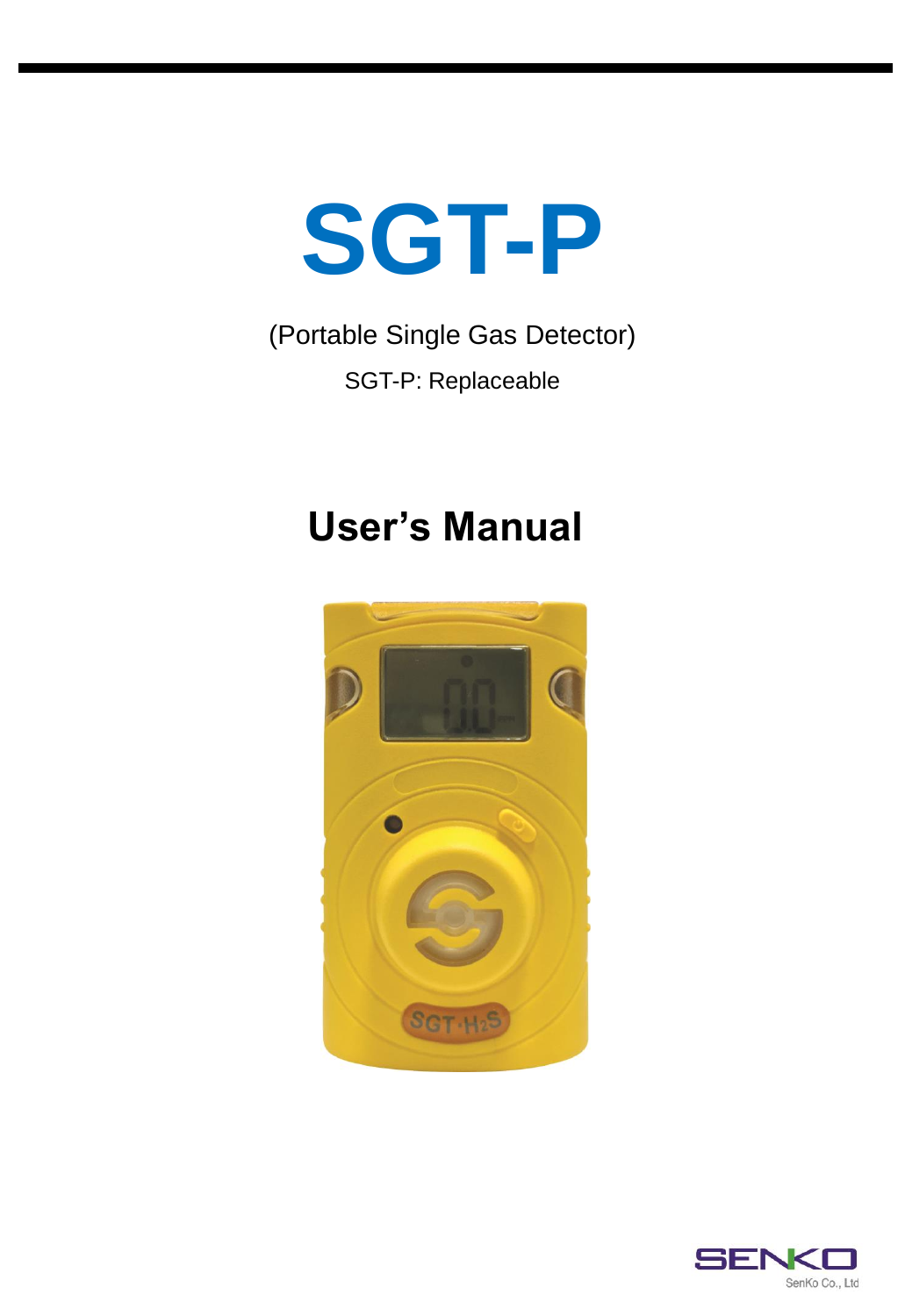# SGT-P

(Portable Single Gas Detector)

SGT-P: Replaceable

## User's Manual

SENKO

SenKo Co., Ltd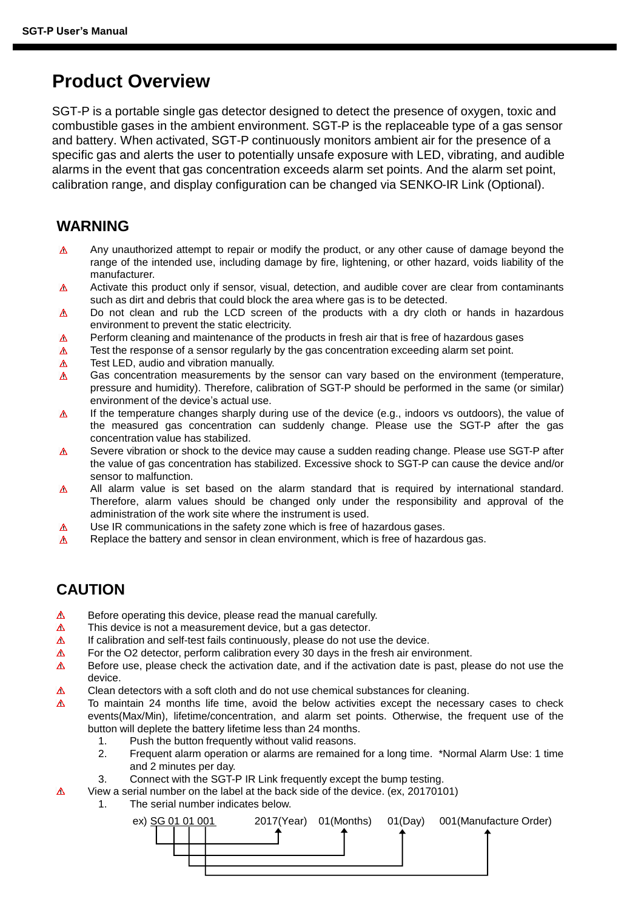# Product Overview

SGT-P is a portable single gas detector designed to detect the presence of oxygen, toxic and combustible gases in the ambient environment. SGT-P is the replaceable type of a gas sensor and battery. When activated, SGT-P continuously monitors ambient air for the presence of a specific gas and alerts the user to potentially unsafe exposure with LED, vibrating, and audible alarms in the event that gas concentration exceeds alarm set points. And the alarm set point, calibration range, and display configuration can be changed via SENKO-IR Link (Optional).

## WARNING

- ⚠ Any unauthorized attempt to repair or modify the product, or any other cause of damage beyond the range of the intended use, including damage by fire, lightening, or other hazard, voids liability of the manufacturer.
- ⚠ Activate this product only if sensor, visual, detection, and audible cover are clear from contaminants such as dirt and debris that could block the area where gas is to be detected.
- ⚠ Do not clean and rub the LCD screen of the products with a dry cloth or hands in hazardous environment to prevent the static electricity.
- ⚠ Perform cleaning and maintenance of the products in fresh air that is free of hazardous gases
- ⚠ Test the response of a sensor regularly by the gas concentration exceeding alarm set point.
- ⚠ Test LED, audio and vibration manually.
- ⚠ Gas concentration measurements by the sensor can vary based on the environment (temperature, pressure and humidity). Therefore, calibration of SGT-P should be performed in the same (or similar) environment of the device's actual use.
- ⚠ If the temperature changes sharply during use of the device (e.g., indoors vs outdoors), the value of the measured gas concentration can suddenly change. Please use the SGT-P after the gas concentration value has stabilized.
- ⚠ Severe vibration or shock to the device may cause a sudden reading change. Please use SGT-P after the value of gas concentration has stabilized. Excessive shock to SGT-P can cause the device and/or sensor to malfunction.
- ⚠ All alarm value is set based on the alarm standard that is required by international standard. Therefore, alarm values should be changed only under the responsibility and approval of the administration of the work site where the instrument is used.
- ⚠ Use IR communications in the safety zone which is free of hazardous gases.
- ⚠ Replace the battery and sensor in clean environment, which is free of hazardous gas.

## CAUTION

- ⚠ Before operating this device, please read the manual carefully.
- ⚠ This device is not a measurement device, but a gas detector.
- ⚠ If calibration and self-test fails continuously, please do not use the device.
- ⚠ For the O2 detector, perform calibration every 30 days in the fresh air environment.
- ⚠ Before use, please check the activation date, and if the activation date is past, please do not use the device.
- ⚠ Clean detectors with a soft cloth and do not use chemical substances for cleaning.
- ⚠ To maintain 24 months life time, avoid the below activities except the necessary cases to check events(Max/Min), lifetime/concentration, and alarm set points. Otherwise, the frequent use of the button will deplete the battery lifetime less than 24 months.
  1. Push the button frequently without valid reasons.
  2. Frequent alarm operation or alarms are remained for a long time. *Normal Alarm Use: 1 time and 2 minutes per day.
  3. Connect with the SGT-P IR Link frequently except the bump testing.
- ⚠ View a serial number on the label at the back side of the device. (ex, 20170101)
  1. The serial number indicates below.

     ex) SG 01 01 001 — 2017(Year) 01(Months) 01(Day) 001(Manufacture Order)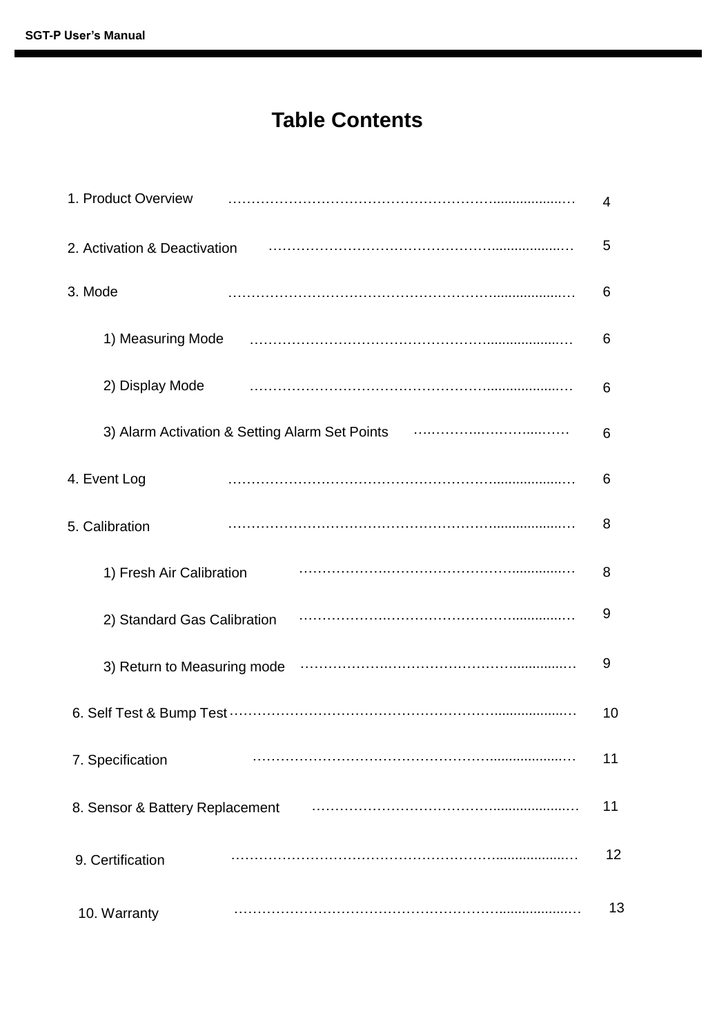# Table Contents

| | |
|---|---|
| 1. Product Overview | 4 |
| 2. Activation & Deactivation | 5 |
| 3. Mode | 6 |
| 1) Measuring Mode | 6 |
| 2) Display Mode | 6 |
| 3) Alarm Activation & Setting Alarm Set Points | 6 |
| 4. Event Log | 6 |
| 5. Calibration | 8 |
| 1) Fresh Air Calibration | 8 |
| 2) Standard Gas Calibration | 9 |
| 3) Return to Measuring mode | 9 |
| 6. Self Test & Bump Test | 10 |
| 7. Specification | 11 |
| 8. Sensor & Battery Replacement | 11 |
| 9. Certification | 12 |
| 10. Warranty | 13 |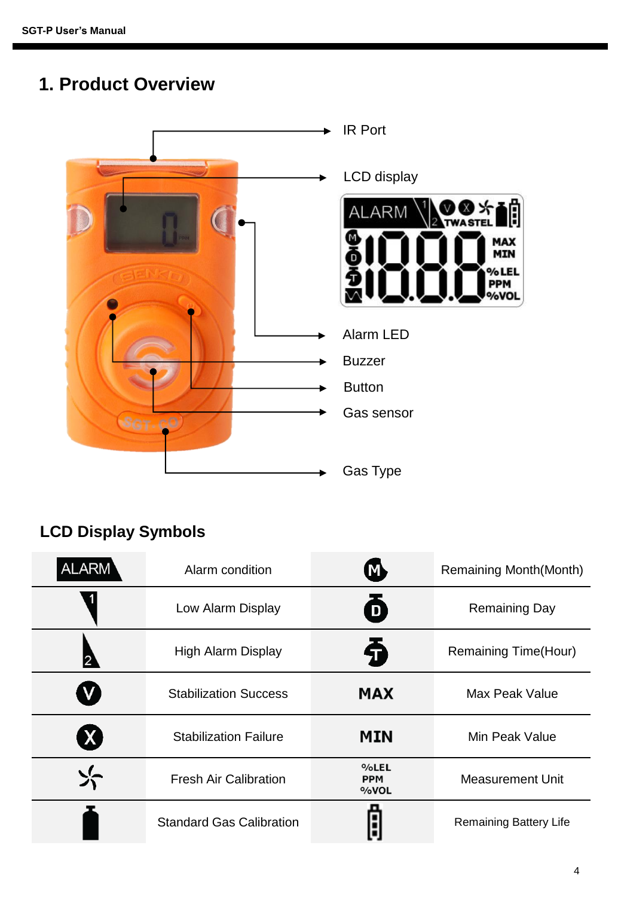# 1. Product Overview

IR Port

LCD display

Alarm LED

Buzzer

Button

Gas sensor

Gas Type

## LCD Display Symbols

| Symbol | Description | Symbol | Description |
|---|---|---|---|
| ALARM | Alarm condition | M | Remaining Month(Month) |
| 1 | Low Alarm Display | D | Remaining Day |
| 2 | High Alarm Display | T | Remaining Time(Hour) |
| V | Stabilization Success | MAX | Max Peak Value |
| X | Stabilization Failure | MIN | Min Peak Value |
| | Fresh Air Calibration | %LEL PPM %VOL | Measurement Unit |
| | Standard Gas Calibration | | Remaining Battery Life |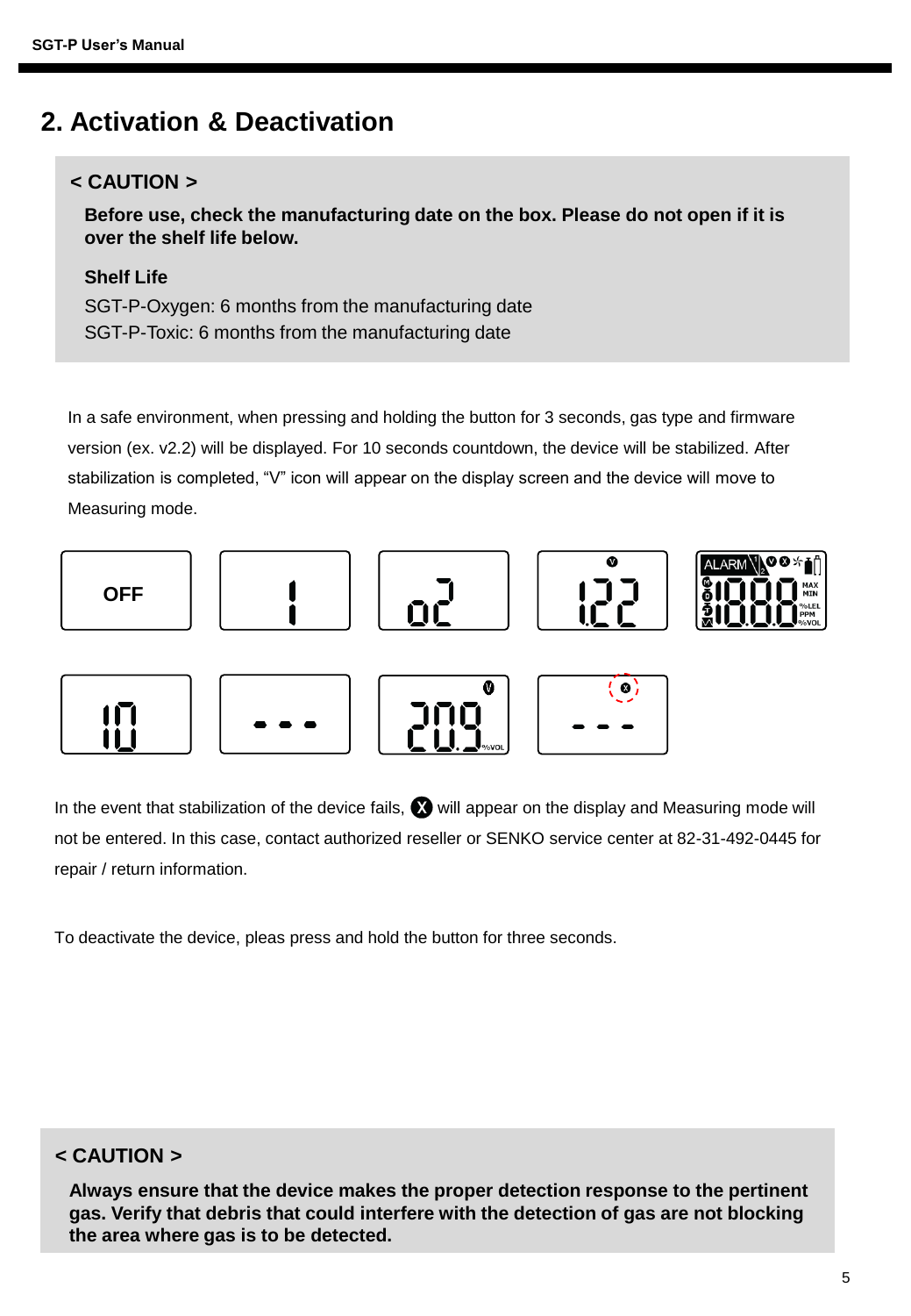## 2. Activation & Deactivation

**< CAUTION >**

**Before use, check the manufacturing date on the box. Please do not open if it is over the shelf life below.**

**Shelf Life**

SGT-P-Oxygen: 6 months from the manufacturing date
SGT-P-Toxic: 6 months from the manufacturing date

In a safe environment, when pressing and holding the button for 3 seconds, gas type and firmware version (ex. v2.2) will be displayed. For 10 seconds countdown, the device will be stabilized. After stabilization is completed, “V” icon will appear on the display screen and the device will move to Measuring mode.

In the event that stabilization of the device fails, X will appear on the display and Measuring mode will not be entered. In this case, contact authorized reseller or SENKO service center at 82-31-492-0445 for repair / return information.

To deactivate the device, pleas press and hold the button for three seconds.

**< CAUTION >**

**Always ensure that the device makes the proper detection response to the pertinent gas. Verify that debris that could interfere with the detection of gas are not blocking the area where gas is to be detected.**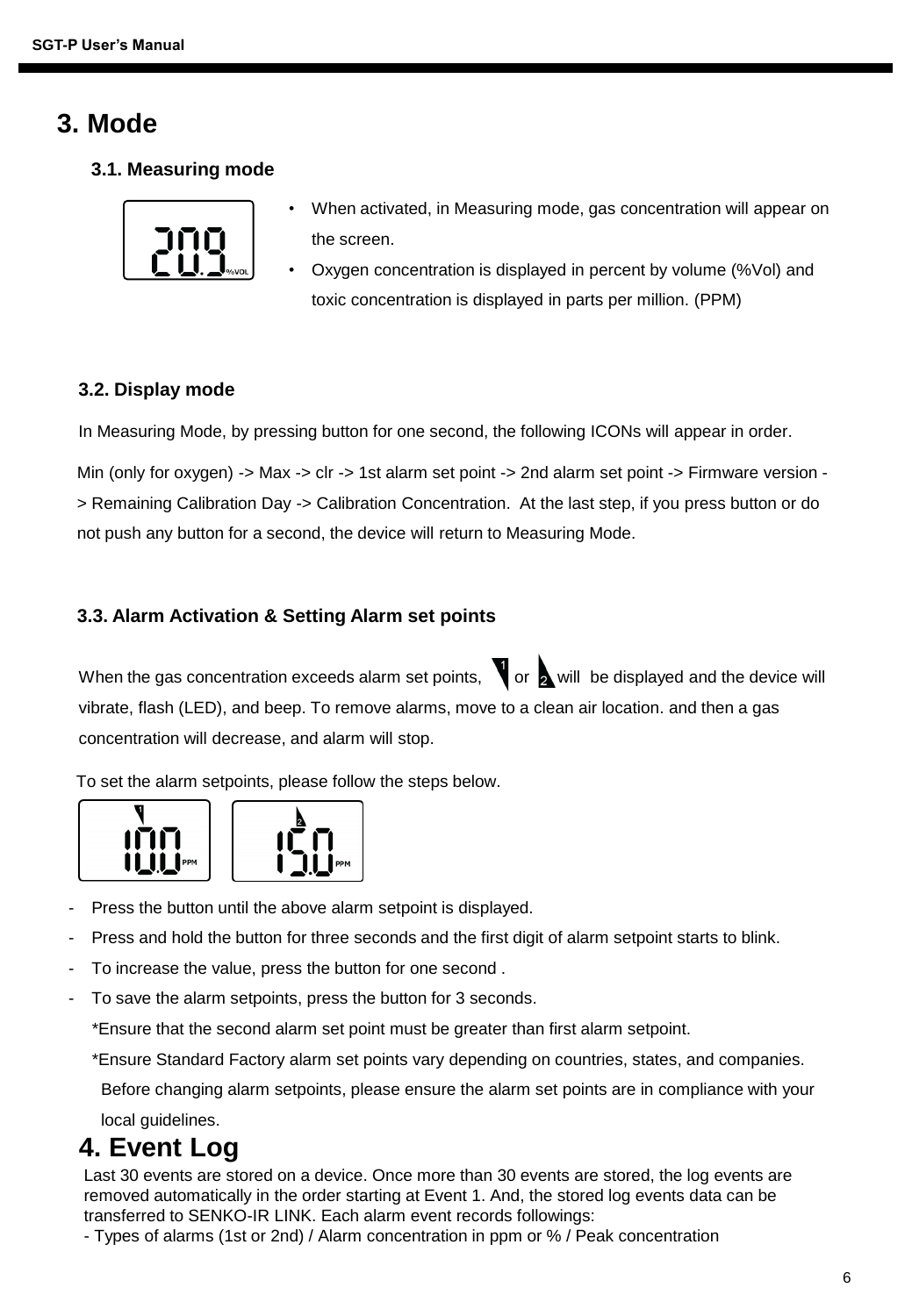# 3. Mode

## 3.1. Measuring mode

- When activated, in Measuring mode, gas concentration will appear on the screen.
- Oxygen concentration is displayed in percent by volume (%Vol) and toxic concentration is displayed in parts per million. (PPM)

## 3.2. Display mode

In Measuring Mode, by pressing button for one second, the following ICONs will appear in order.

Min (only for oxygen) -> Max -> clr -> 1st alarm set point -> 2nd alarm set point -> Firmware version -> Remaining Calibration Day -> Calibration Concentration. At the last step, if you press button or do not push any button for a second, the device will return to Measuring Mode.

## 3.3. Alarm Activation & Setting Alarm set points

When the gas concentration exceeds alarm set points, 1 or 2 will be displayed and the device will vibrate, flash (LED), and beep. To remove alarms, move to a clean air location. and then a gas concentration will decrease, and alarm will stop.

To set the alarm setpoints, please follow the steps below.

- Press the button until the above alarm setpoint is displayed.
- Press and hold the button for three seconds and the first digit of alarm setpoint starts to blink.
- To increase the value, press the button for one second .
- To save the alarm setpoints, press the button for 3 seconds.

  *Ensure that the second alarm set point must be greater than first alarm setpoint.

  *Ensure Standard Factory alarm set points vary depending on countries, states, and companies. Before changing alarm setpoints, please ensure the alarm set points are in compliance with your local guidelines.

# 4. Event Log

Last 30 events are stored on a device. Once more than 30 events are stored, the log events are removed automatically in the order starting at Event 1. And, the stored log events data can be transferred to SENKO-IR LINK. Each alarm event records followings:

- Types of alarms (1st or 2nd) / Alarm concentration in ppm or % / Peak concentration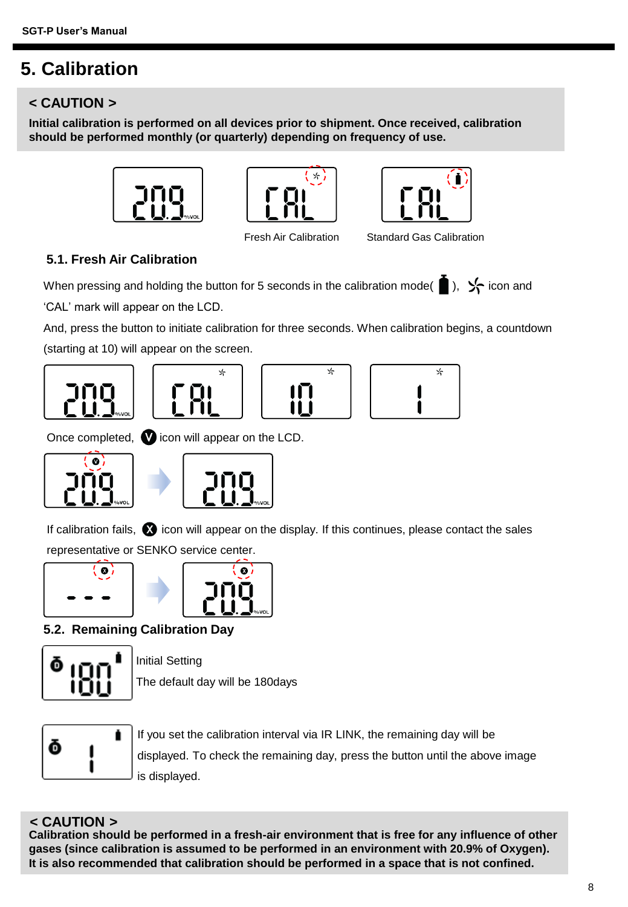# 5. Calibration

> **< CAUTION >**
>
> **Initial calibration is performed on all devices prior to shipment. Once received, calibration should be performed monthly (or quarterly) depending on frequency of use.**

Fresh Air Calibration        Standard Gas Calibration

## 5.1. Fresh Air Calibration

When pressing and holding the button for 5 seconds in the calibration mode( ), icon and 'CAL' mark will appear on the LCD.

And, press the button to initiate calibration for three seconds. When calibration begins, a countdown (starting at 10) will appear on the screen.

Once completed, V icon will appear on the LCD.

If calibration fails, X icon will appear on the display. If this continues, please contact the sales representative or SENKO service center.

## 5.2. Remaining Calibration Day

Initial Setting

The default day will be 180days

If you set the calibration interval via IR LINK, the remaining day will be displayed. To check the remaining day, press the button until the above image is displayed.

> **< CAUTION >**
>
> **Calibration should be performed in a fresh-air environment that is free for any influence of other gases (since calibration is assumed to be performed in an environment with 20.9% of Oxygen).**
> **It is also recommended that calibration should be performed in a space that is not confined.**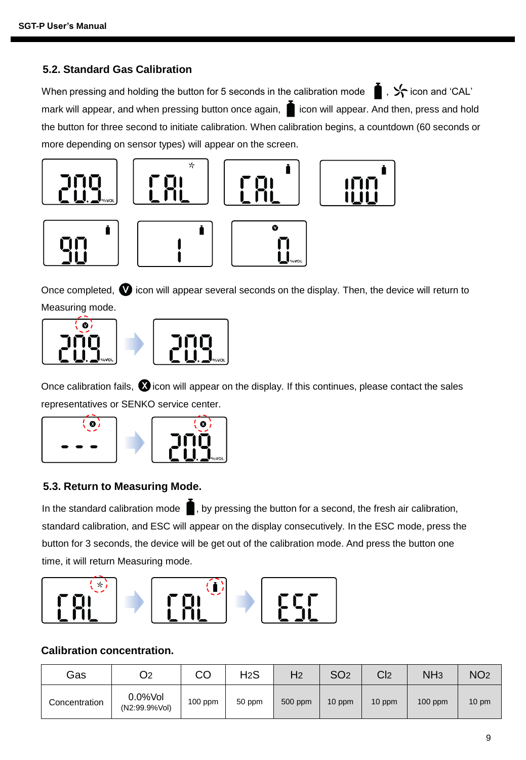## 5.2. Standard Gas Calibration

When pressing and holding the button for 5 seconds in the calibration mode , icon and 'CAL' mark will appear, and when pressing button once again, icon will appear. And then, press and hold the button for three second to initiate calibration. When calibration begins, a countdown (60 seconds or more depending on sensor types) will appear on the screen.

Once completed, V icon will appear several seconds on the display. Then, the device will return to Measuring mode.

Once calibration fails, X icon will appear on the display. If this continues, please contact the sales representatives or SENKO service center.

## 5.3. Return to Measuring Mode.

In the standard calibration mode , by pressing the button for a second, the fresh air calibration, standard calibration, and ESC will appear on the display consecutively. In the ESC mode, press the button for 3 seconds, the device will be get out of the calibration mode. And press the button one time, it will return Measuring mode.

**Calibration concentration.**

| Gas | $O_2$ | CO | $H_2S$ | $H_2$ | $SO_2$ | $Cl_2$ | $NH_3$ | $NO_2$ |
|---|---|---|---|---|---|---|---|---|
| Concentration | 0.0%Vol (N2:99.9%Vol) | 100 ppm | 50 ppm | 500 ppm | 10 ppm | 10 ppm | 100 ppm | 10 pm |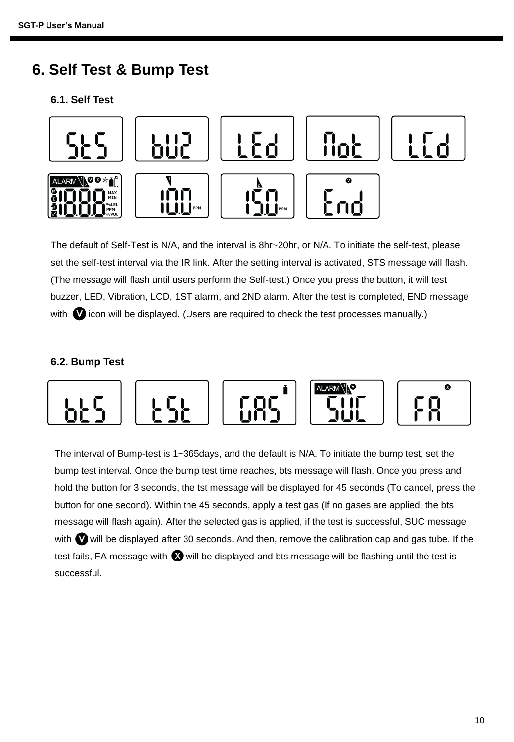# 6. Self Test & Bump Test

## 6.1. Self Test

The default of Self-Test is N/A, and the interval is 8hr~20hr, or N/A. To initiate the self-test, please set the self-test interval via the IR link. After the setting interval is activated, STS message will flash. (The message will flash until users perform the Self-test.) Once you press the button, it will test buzzer, LED, Vibration, LCD, 1ST alarm, and 2ND alarm. After the test is completed, END message with V icon will be displayed. (Users are required to check the test processes manually.)

## 6.2. Bump Test

The interval of Bump-test is 1~365days, and the default is N/A. To initiate the bump test, set the bump test interval. Once the bump test time reaches, bts message will flash. Once you press and hold the button for 3 seconds, the tst message will be displayed for 45 seconds (To cancel, press the button for one second). Within the 45 seconds, apply a test gas (If no gases are applied, the bts message will flash again). After the selected gas is applied, if the test is successful, SUC message with V will be displayed after 30 seconds. And then, remove the calibration cap and gas tube. If the test fails, FA message with X will be displayed and bts message will be flashing until the test is successful.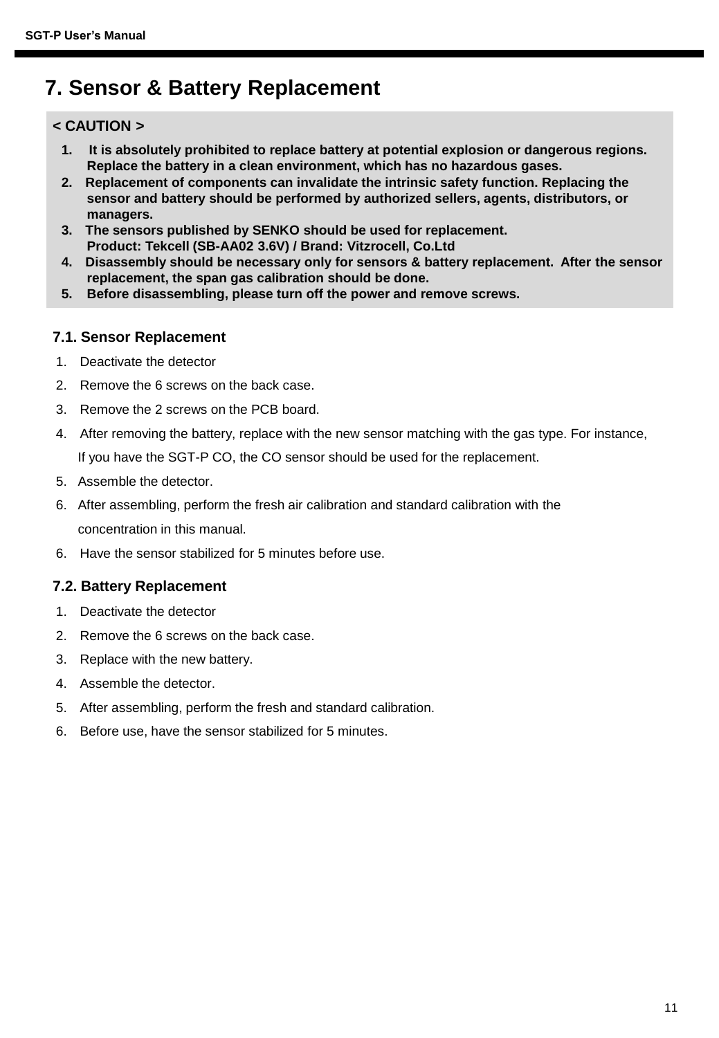# 7. Sensor & Battery Replacement

**< CAUTION >**

1. **It is absolutely prohibited to replace battery at potential explosion or dangerous regions. Replace the battery in a clean environment, which has no hazardous gases.**
2. **Replacement of components can invalidate the intrinsic safety function. Replacing the sensor and battery should be performed by authorized sellers, agents, distributors, or managers.**
3. **The sensors published by SENKO should be used for replacement.**
   **Product: Tekcell (SB-AA02 3.6V) / Brand: Vitzrocell, Co.Ltd**
4. **Disassembly should be necessary only for sensors & battery replacement. After the sensor replacement, the span gas calibration should be done.**
5. **Before disassembling, please turn off the power and remove screws.**

## 7.1. Sensor Replacement

1. Deactivate the detector
2. Remove the 6 screws on the back case.
3. Remove the 2 screws on the PCB board.
4. After removing the battery, replace with the new sensor matching with the gas type. For instance, If you have the SGT-P CO, the CO sensor should be used for the replacement.
5. Assemble the detector.
6. After assembling, perform the fresh air calibration and standard calibration with the concentration in this manual.
6. Have the sensor stabilized for 5 minutes before use.

## 7.2. Battery Replacement

1. Deactivate the detector
2. Remove the 6 screws on the back case.
3. Replace with the new battery.
4. Assemble the detector.
5. After assembling, perform the fresh and standard calibration.
6. Before use, have the sensor stabilized for 5 minutes.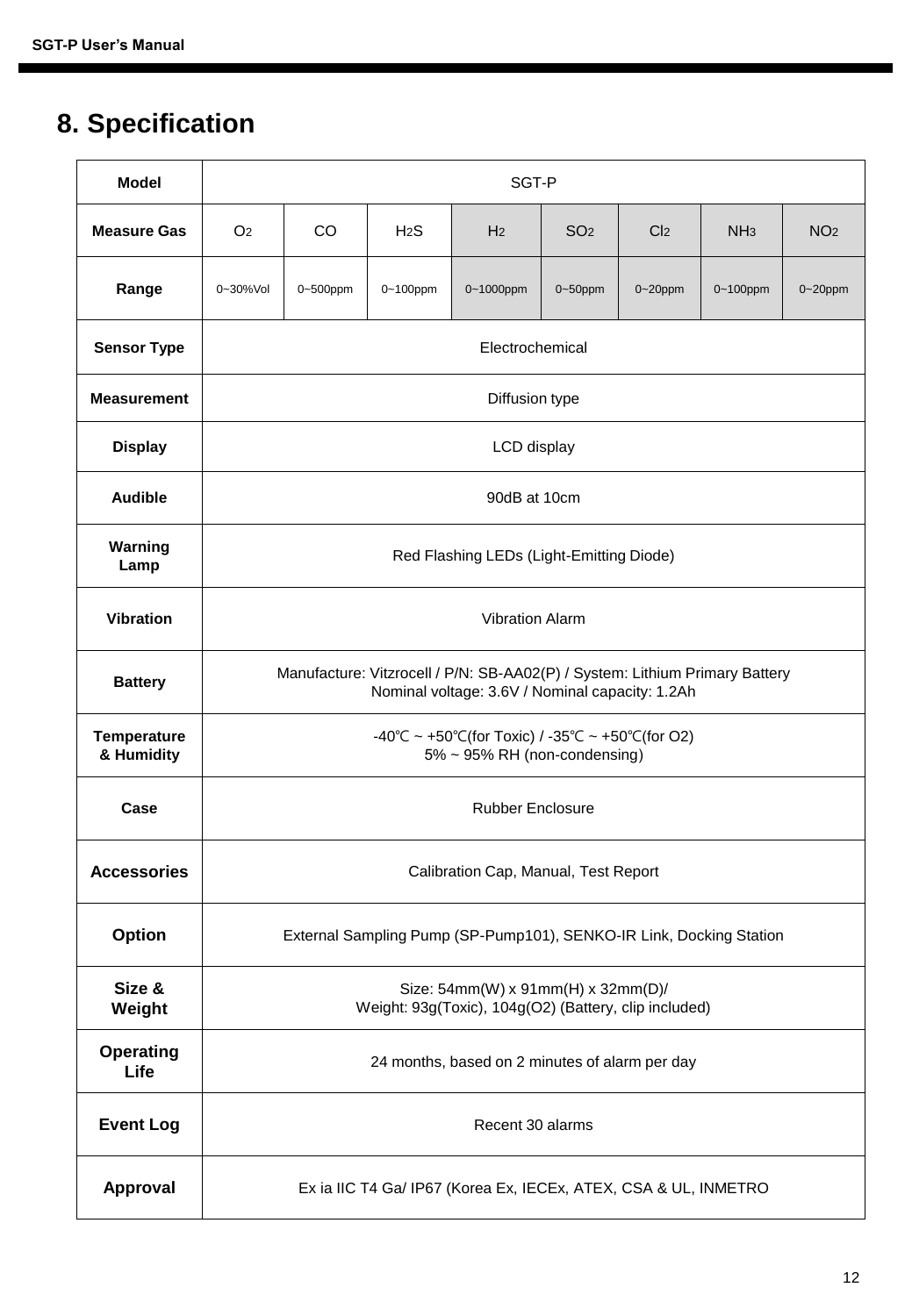# 8. Specification

| Model | SGT-P | | | | | | | |
|---|---|---|---|---|---|---|---|---|
| Measure Gas | $O_2$ | CO | $H_2S$ | $H_2$ | $SO_2$ | $Cl_2$ | $NH_3$ | $NO_2$ |
| Range | 0~30%Vol | 0~500ppm | 0~100ppm | 0~1000ppm | 0~50ppm | 0~20ppm | 0~100ppm | 0~20ppm |
| Sensor Type | Electrochemical | | | | | | | |
| Measurement | Diffusion type | | | | | | | |
| Display | LCD display | | | | | | | |
| Audible | 90dB at 10cm | | | | | | | |
| Warning Lamp | Red Flashing LEDs (Light-Emitting Diode) | | | | | | | |
| Vibration | Vibration Alarm | | | | | | | |
| Battery | Manufacture: Vitzrocell / P/N: SB-AA02(P) / System: Lithium Primary Battery<br>Nominal voltage: 3.6V / Nominal capacity: 1.2Ah | | | | | | | |
| Temperature & Humidity | -40℃ ~ +50℃(for Toxic) / -35℃ ~ +50℃(for O2)<br>5% ~ 95% RH (non-condensing) | | | | | | | |
| Case | Rubber Enclosure | | | | | | | |
| Accessories | Calibration Cap, Manual, Test Report | | | | | | | |
| Option | External Sampling Pump (SP-Pump101), SENKO-IR Link, Docking Station | | | | | | | |
| Size & Weight | Size: 54mm(W) x 91mm(H) x 32mm(D)/<br>Weight: 93g(Toxic), 104g(O2) (Battery, clip included) | | | | | | | |
| Operating Life | 24 months, based on 2 minutes of alarm per day | | | | | | | |
| Event Log | Recent 30 alarms | | | | | | | |
| Approval | Ex ia IIC T4 Ga/ IP67 (Korea Ex, IECEx, ATEX, CSA & UL, INMETRO | | | | | | | |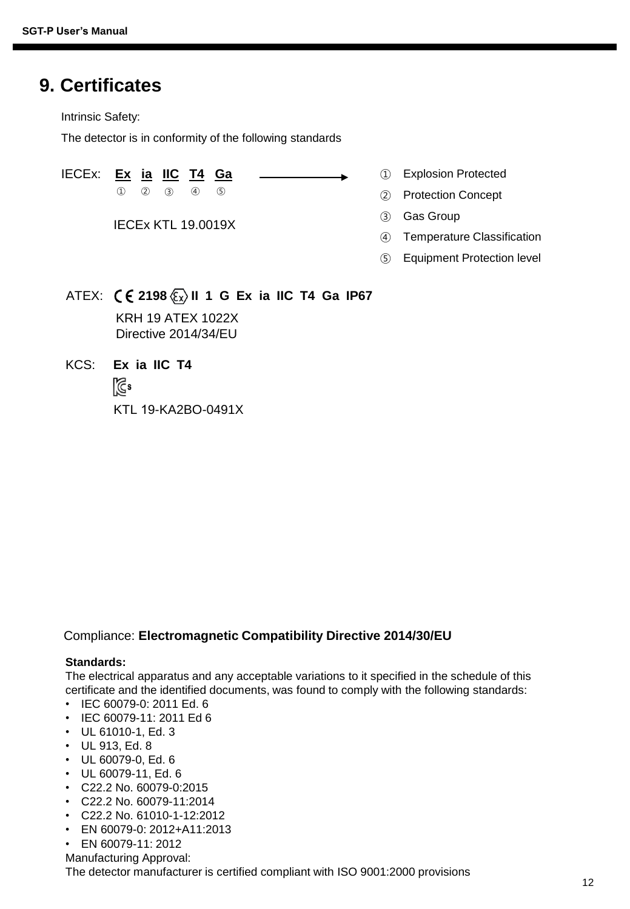# 9. Certificates

Intrinsic Safety:

The detector is in conformity of the following standards

IECEx: **Ex ia IIC T4 Ga**

① ② ③ ④ ⑤

IECEx KTL 19.0019X

① Explosion Protected
② Protection Concept
③ Gas Group
④ Temperature Classification
⑤ Equipment Protection level

ATEX: **CE 2198 Ex II 1 G Ex ia IIC T4 Ga IP67**

KRH 19 ATEX 1022X
Directive 2014/34/EU

KCS: **Ex ia IIC T4**

KCs

KTL 19-KA2BO-0491X

Compliance: **Electromagnetic Compatibility Directive 2014/30/EU**

**Standards:**

The electrical apparatus and any acceptable variations to it specified in the schedule of this certificate and the identified documents, was found to comply with the following standards:

- IEC 60079-0: 2011 Ed. 6
- IEC 60079-11: 2011 Ed 6
- UL 61010-1, Ed. 3
- UL 913, Ed. 8
- UL 60079-0, Ed. 6
- UL 60079-11, Ed. 6
- C22.2 No. 60079-0:2015
- C22.2 No. 60079-11:2014
- C22.2 No. 61010-1-12:2012
- EN 60079-0: 2012+A11:2013
- EN 60079-11: 2012

Manufacturing Approval:

The detector manufacturer is certified compliant with ISO 9001:2000 provisions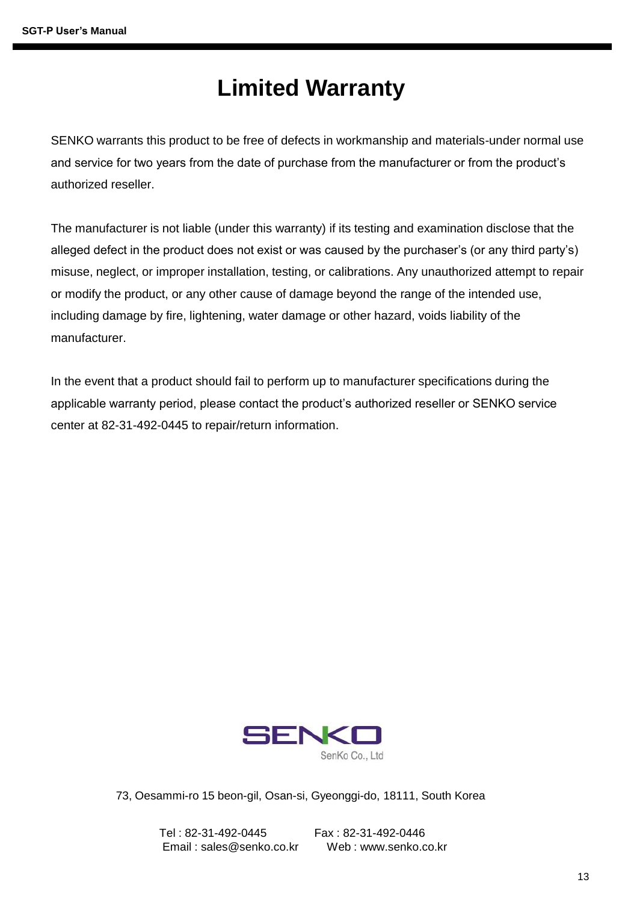# Limited Warranty

SENKO warrants this product to be free of defects in workmanship and materials-under normal use and service for two years from the date of purchase from the manufacturer or from the product's authorized reseller.

The manufacturer is not liable (under this warranty) if its testing and examination disclose that the alleged defect in the product does not exist or was caused by the purchaser's (or any third party's) misuse, neglect, or improper installation, testing, or calibrations. Any unauthorized attempt to repair or modify the product, or any other cause of damage beyond the range of the intended use, including damage by fire, lightening, water damage or other hazard, voids liability of the manufacturer.

In the event that a product should fail to perform up to manufacturer specifications during the applicable warranty period, please contact the product's authorized reseller or SENKO service center at 82-31-492-0445 to repair/return information.

SENKO

SenKo Co., Ltd

73, Oesammi-ro 15 beon-gil, Osan-si, Gyeonggi-do, 18111, South Korea

Tel : 82-31-492-0445　　　Fax : 82-31-492-0446

Email : sales@senko.co.kr　　　Web : www.senko.co.kr